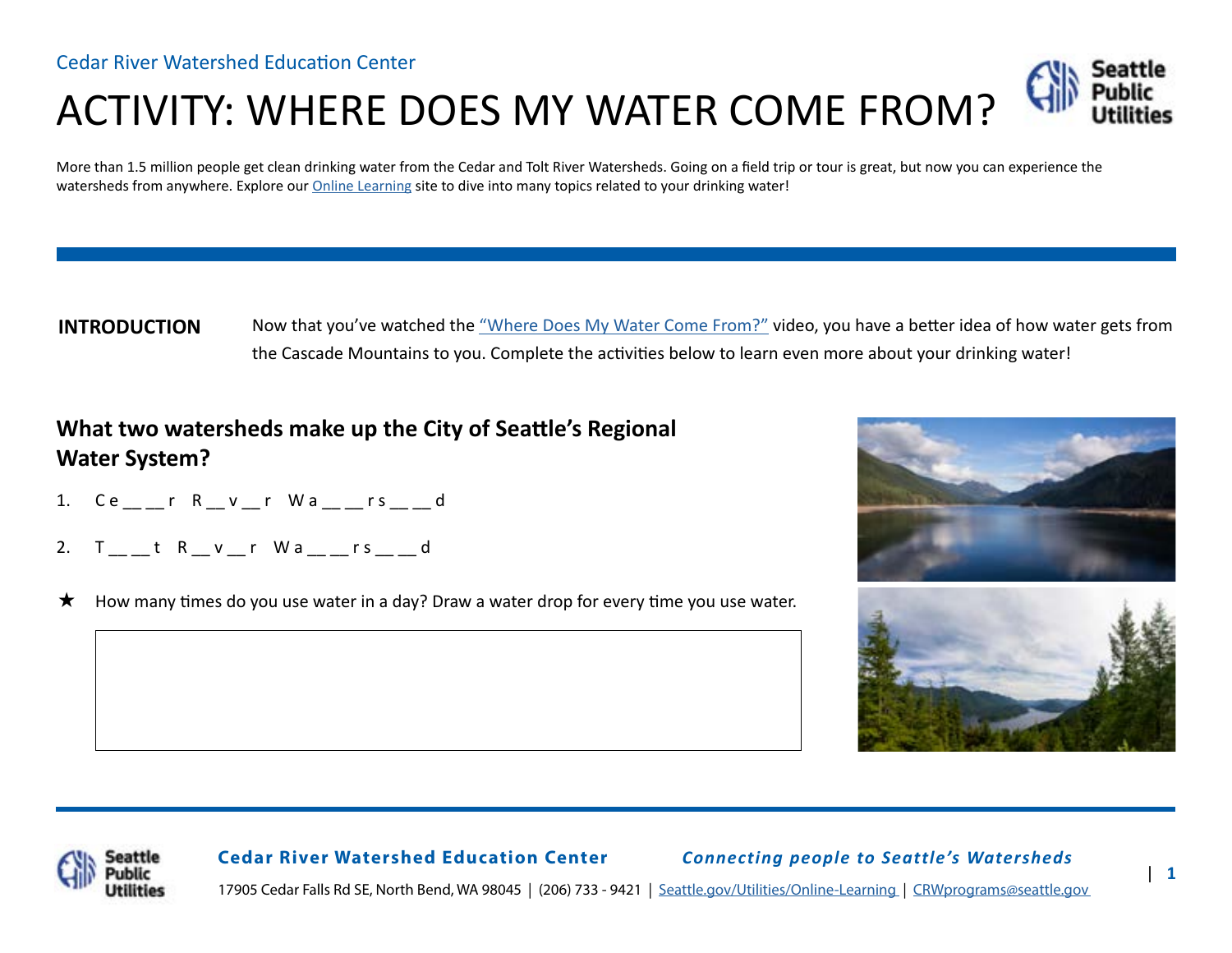Cedar River Watershed Education Center

# ACTIVITY: WHERE DOES MY WATER COME FROM?

More than 1.5 million people get clean drinking water from the Cedar and Tolt River Watersheds. Going on a field trip or tour is great, but now you can experience the watersheds from anywhere. Explore our [Online Learning] site to dive into many topics related to your drinking water!

**INTRODUCTION**

Now that you've watched the "Where Does My Water Come From?" video, you have a better idea of how water gets from the Cascade Mountains to you. Complete the activities below to learn even more about your drinking water!

## What two watersheds make up the City of Seattle's Regional Water System?

1. C e __ __ r R __ v __ r W a __ __ r s __ __ d
2. T __ __ t R __ v __ r W a __ __ r s __ __ d

★ How many times do you use water in a day? Draw a water drop for every time you use water.

**Cedar River Watershed Education Center** *Connecting people to Seattle's Watersheds*

17905 Cedar Falls Rd SE, North Bend, WA 98045 | (206) 733 - 9421 | Seattle.gov/Utilities/Online-Learning | CRWprograms@seattle.gov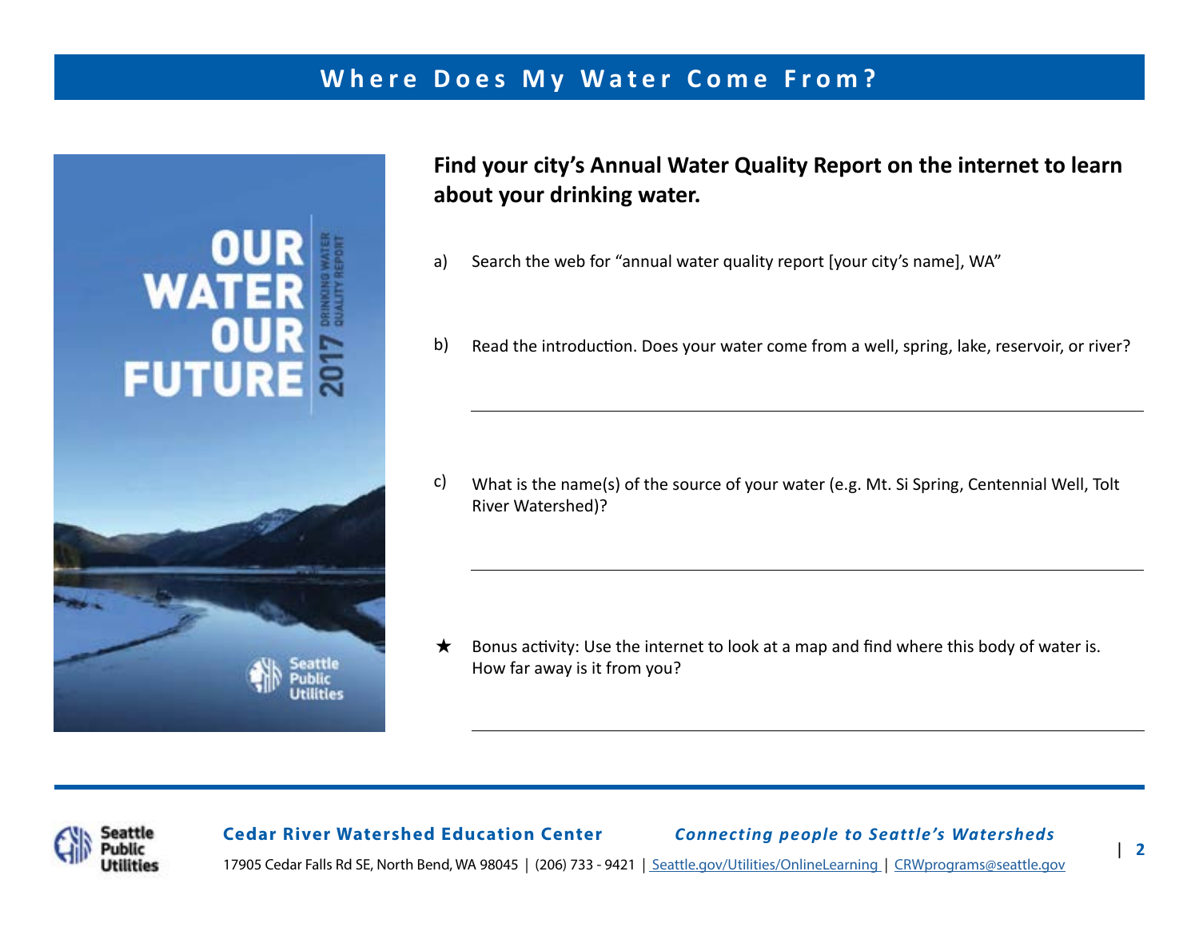# Where Does My Water Come From?

**Find your city's Annual Water Quality Report on the internet to learn about your drinking water.**

a) Search the web for "annual water quality report [your city's name], WA"

b) Read the introduction. Does your water come from a well, spring, lake, reservoir, or river?

\_\_\_\_\_\_\_\_\_\_\_\_\_\_\_\_\_\_\_\_\_\_\_\_\_\_\_\_\_\_\_\_\_\_\_\_\_\_\_\_\_\_\_\_\_\_\_\_\_\_\_\_\_\_\_\_\_\_\_\_\_\_\_\_\_\_\_\_\_\_\_\_

c) What is the name(s) of the source of your water (e.g. Mt. Si Spring, Centennial Well, Tolt River Watershed)?

\_\_\_\_\_\_\_\_\_\_\_\_\_\_\_\_\_\_\_\_\_\_\_\_\_\_\_\_\_\_\_\_\_\_\_\_\_\_\_\_\_\_\_\_\_\_\_\_\_\_\_\_\_\_\_\_\_\_\_\_\_\_\_\_\_\_\_\_\_\_\_\_

★ Bonus activity: Use the internet to look at a map and find where this body of water is. How far away is it from you?

\_\_\_\_\_\_\_\_\_\_\_\_\_\_\_\_\_\_\_\_\_\_\_\_\_\_\_\_\_\_\_\_\_\_\_\_\_\_\_\_\_\_\_\_\_\_\_\_\_\_\_\_\_\_\_\_\_\_\_\_\_\_\_\_\_\_\_\_\_\_\_\_

**Cedar River Watershed Education Center** ***Connecting people to Seattle's Watersheds***

17905 Cedar Falls Rd SE, North Bend, WA 98045 | (206) 733 - 9421 | Seattle.gov/Utilities/OnlineLearning | CRWprograms@seattle.gov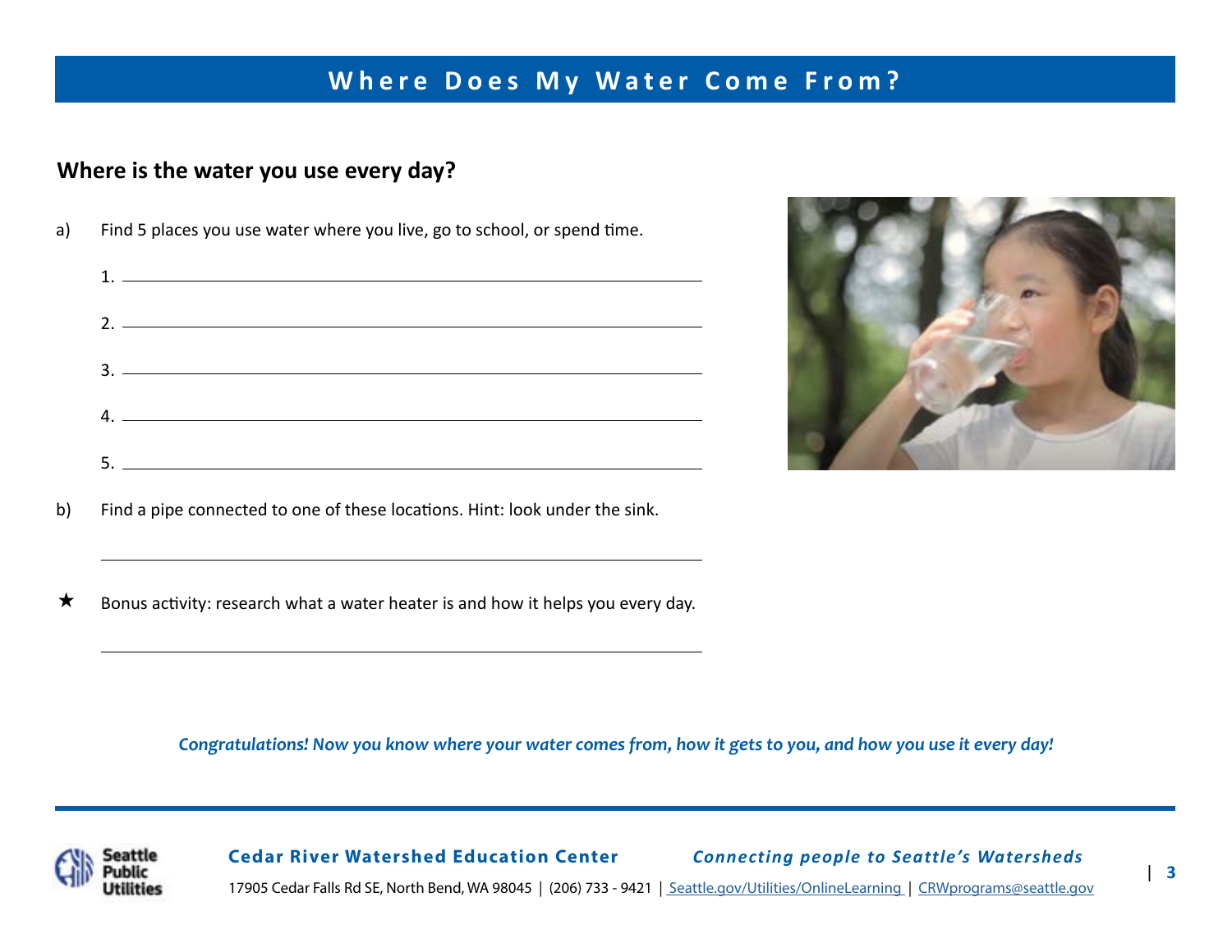# Where Does My Water Come From?

## Where is the water you use every day?

a) Find 5 places you use water where you live, go to school, or spend time.

1. \_\_\_\_\_\_\_\_\_\_\_\_\_\_\_\_\_\_\_\_\_\_\_\_\_\_\_\_\_\_\_\_\_\_\_\_\_\_\_\_

2. \_\_\_\_\_\_\_\_\_\_\_\_\_\_\_\_\_\_\_\_\_\_\_\_\_\_\_\_\_\_\_\_\_\_\_\_\_\_\_\_

3. \_\_\_\_\_\_\_\_\_\_\_\_\_\_\_\_\_\_\_\_\_\_\_\_\_\_\_\_\_\_\_\_\_\_\_\_\_\_\_\_

4. \_\_\_\_\_\_\_\_\_\_\_\_\_\_\_\_\_\_\_\_\_\_\_\_\_\_\_\_\_\_\_\_\_\_\_\_\_\_\_\_

5. \_\_\_\_\_\_\_\_\_\_\_\_\_\_\_\_\_\_\_\_\_\_\_\_\_\_\_\_\_\_\_\_\_\_\_\_\_\_\_\_

b) Find a pipe connected to one of these locations. Hint: look under the sink.

\_\_\_\_\_\_\_\_\_\_\_\_\_\_\_\_\_\_\_\_\_\_\_\_\_\_\_\_\_\_\_\_\_\_\_\_\_\_\_\_\_\_

★ Bonus activity: research what a water heater is and how it helps you every day.

\_\_\_\_\_\_\_\_\_\_\_\_\_\_\_\_\_\_\_\_\_\_\_\_\_\_\_\_\_\_\_\_\_\_\_\_\_\_\_\_\_\_

***Congratulations! Now you know where your water comes from, how it gets to you, and how you use it every day!***

Seattle Public Utilities

**Cedar River Watershed Education Center** *Connecting people to Seattle's Watersheds*

17905 Cedar Falls Rd SE, North Bend, WA 98045 | (206) 733 - 9421 | Seattle.gov/Utilities/OnlineLearning | CRWprograms@seattle.gov